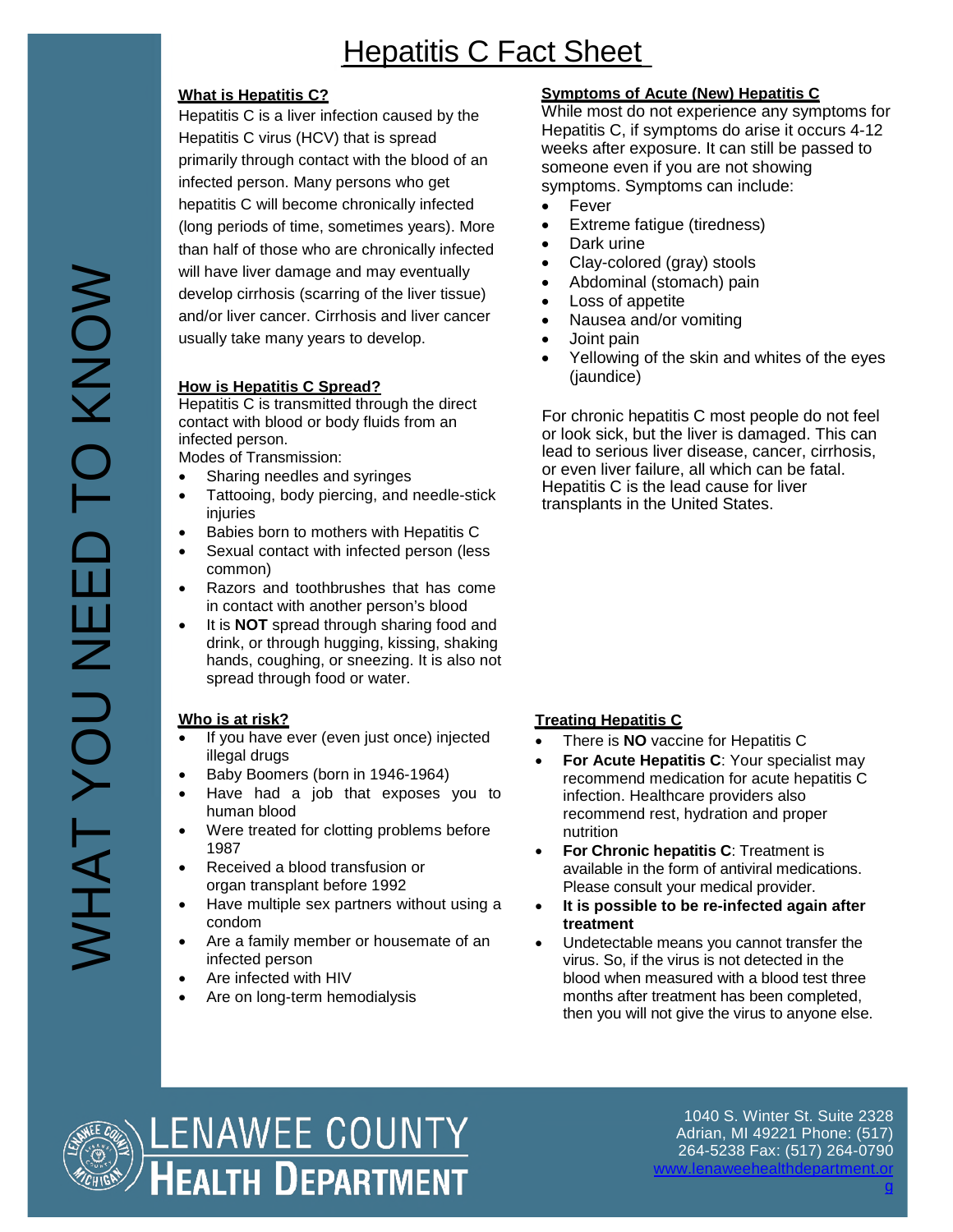# Hepatitis C Fact Sheet

WHAT YOU NEED TO KNOW

## What is Hepatitis C?

Hepatitis C is a liver infection caused by the Hepatitis C virus (HCV) that is spread primarily through contact with the blood of an infected person. Many persons who get hepatitis C will become chronically infected (long periods of time, sometimes years). More than half of those who are chronically infected will have liver damage and may eventually develop cirrhosis (scarring of the liver tissue) and/or liver cancer. Cirrhosis and liver cancer usually take many years to develop.

## How is Hepatitis C Spread?

Hepatitis C is transmitted through the direct contact with blood or body fluids from an infected person.

Modes of Transmission:

- Sharing needles and syringes
- Tattooing, body piercing, and needle-stick injuries
- Babies born to mothers with Hepatitis C
- Sexual contact with infected person (less common)
- Razors and toothbrushes that has come in contact with another person's blood
- It is **NOT** spread through sharing food and drink, or through hugging, kissing, shaking hands, coughing, or sneezing. It is also not spread through food or water.

## Who is at risk?

- If you have ever (even just once) injected illegal drugs
- Baby Boomers (born in 1946-1964)
- Have had a job that exposes you to human blood
- Were treated for clotting problems before 1987
- Received a blood transfusion or organ transplant before 1992
- Have multiple sex partners without using a condom
- Are a family member or housemate of an infected person
- Are infected with HIV
- Are on long-term hemodialysis

## Symptoms of Acute (New) Hepatitis C

While most do not experience any symptoms for Hepatitis C, if symptoms do arise it occurs 4-12 weeks after exposure. It can still be passed to someone even if you are not showing symptoms. Symptoms can include:

- Fever
- Extreme fatigue (tiredness)
- Dark urine
- Clay-colored (gray) stools
- Abdominal (stomach) pain
- Loss of appetite
- Nausea and/or vomiting
- Joint pain
- Yellowing of the skin and whites of the eyes (jaundice)

For chronic hepatitis C most people do not feel or look sick, but the liver is damaged. This can lead to serious liver disease, cancer, cirrhosis, or even liver failure, all which can be fatal. Hepatitis C is the lead cause for liver transplants in the United States.

## Treating Hepatitis C

- There is **NO** vaccine for Hepatitis C
- **For Acute Hepatitis C**: Your specialist may recommend medication for acute hepatitis C infection. Healthcare providers also recommend rest, hydration and proper nutrition
- **For Chronic hepatitis C**: Treatment is available in the form of antiviral medications. Please consult your medical provider.
- **It is possible to be re-infected again after treatment**
- Undetectable means you cannot transfer the virus. So, if the virus is not detected in the blood when measured with a blood test three months after treatment has been completed, then you will not give the virus to anyone else.

LENAWEE COUNTY HEALTH DEPARTMENT

1040 S. Winter St. Suite 2328
Adrian, MI 49221 Phone: (517) 264-5238 Fax: (517) 264-0790
www.lenaweehealthdepartment.org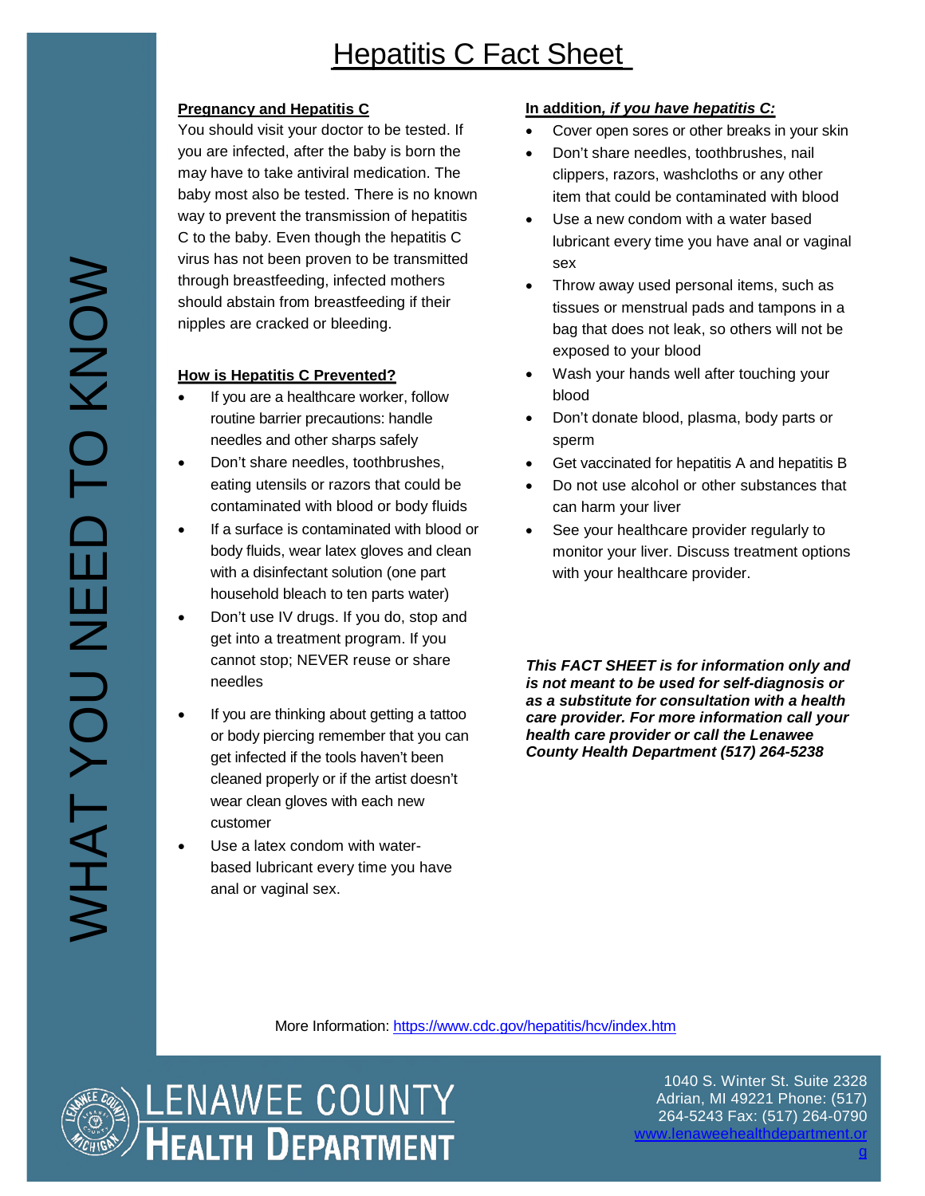# Hepatitis C Fact Sheet

WHAT YOU NEED TO KNOW

## Pregnancy and Hepatitis C

You should visit your doctor to be tested. If you are infected, after the baby is born the may have to take antiviral medication. The baby most also be tested. There is no known way to prevent the transmission of hepatitis C to the baby. Even though the hepatitis C virus has not been proven to be transmitted through breastfeeding, infected mothers should abstain from breastfeeding if their nipples are cracked or bleeding.

## How is Hepatitis C Prevented?

- If you are a healthcare worker, follow routine barrier precautions: handle needles and other sharps safely
- Don't share needles, toothbrushes, eating utensils or razors that could be contaminated with blood or body fluids
- If a surface is contaminated with blood or body fluids, wear latex gloves and clean with a disinfectant solution (one part household bleach to ten parts water)
- Don't use IV drugs. If you do, stop and get into a treatment program. If you cannot stop; NEVER reuse or share needles
- If you are thinking about getting a tattoo or body piercing remember that you can get infected if the tools haven't been cleaned properly or if the artist doesn't wear clean gloves with each new customer
- Use a latex condom with water-based lubricant every time you have anal or vaginal sex.

## In addition, *if you have hepatitis C:*

- Cover open sores or other breaks in your skin
- Don't share needles, toothbrushes, nail clippers, razors, washcloths or any other item that could be contaminated with blood
- Use a new condom with a water based lubricant every time you have anal or vaginal sex
- Throw away used personal items, such as tissues or menstrual pads and tampons in a bag that does not leak, so others will not be exposed to your blood
- Wash your hands well after touching your blood
- Don't donate blood, plasma, body parts or sperm
- Get vaccinated for hepatitis A and hepatitis B
- Do not use alcohol or other substances that can harm your liver
- See your healthcare provider regularly to monitor your liver. Discuss treatment options with your healthcare provider.

***This FACT SHEET is for information only and is not meant to be used for self-diagnosis or as a substitute for consultation with a health care provider. For more information call your health care provider or call the Lenawee County Health Department (517) 264-5238***

More Information: https://www.cdc.gov/hepatitis/hcv/index.htm

LENAWEE COUNTY HEALTH DEPARTMENT

1040 S. Winter St. Suite 2328
Adrian, MI 49221 Phone: (517) 264-5243 Fax: (517) 264-0790
www.lenaweehealthdepartment.org